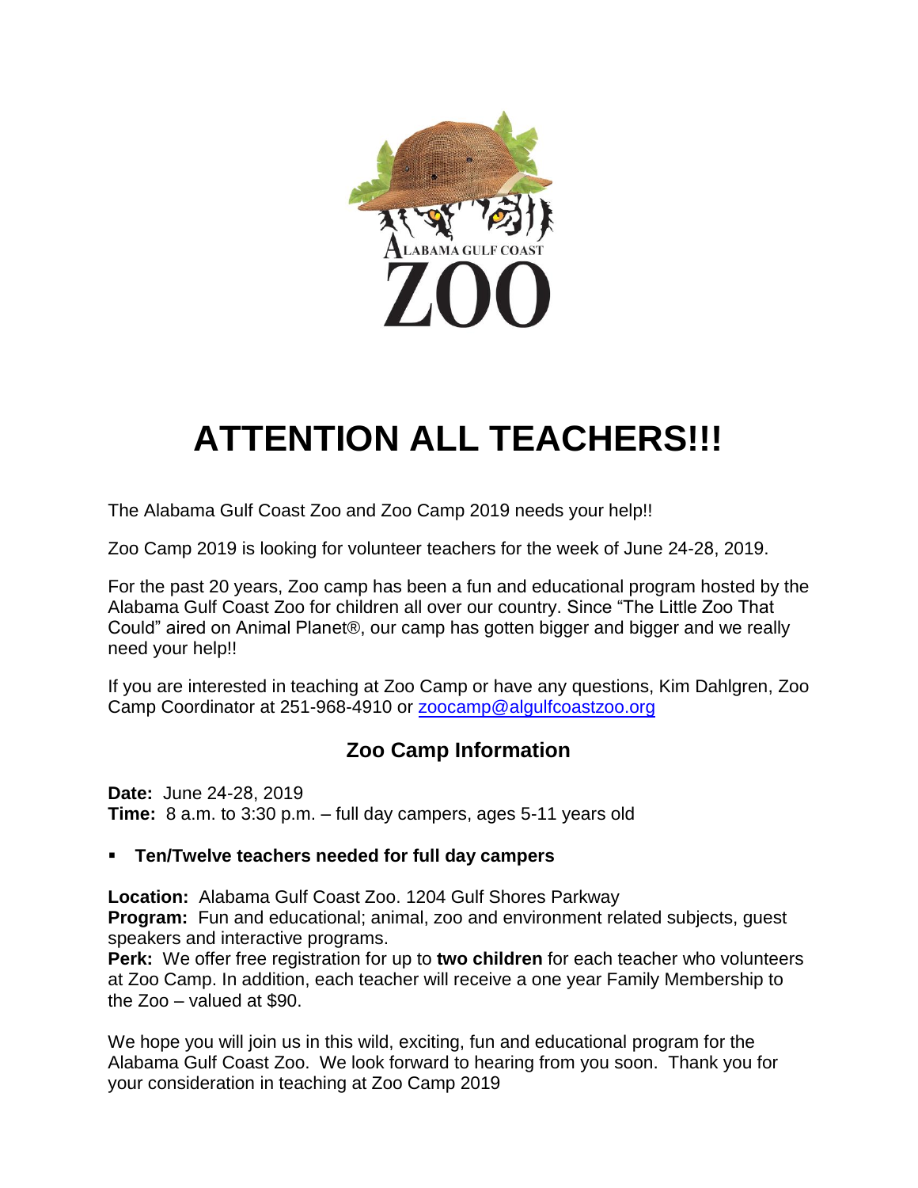# ATTENTION ALL TEACHERS!!!

The Alabama Gulf Coast Zoo and Zoo Camp 2019 needs your help!!

Zoo Camp 2019 is looking for volunteer teachers for the week of June 24-28, 2019.

For the past 20 years, Zoo camp has been a fun and educational program hosted by the Alabama Gulf Coast Zoo for children all over our country. Since "The Little Zoo That Could" aired on Animal Planet®, our camp has gotten bigger and bigger and we really need your help!!

If you are interested in teaching at Zoo Camp or have any questions, Kim Dahlgren, Zoo Camp Coordinator at 251-968-4910 or zoocamp@algulfcoastzoo.org

## Zoo Camp Information

**Date:** June 24-28, 2019
**Time:** 8 a.m. to 3:30 p.m. – full day campers, ages 5-11 years old

- **Ten/Twelve teachers needed for full day campers**

**Location:** Alabama Gulf Coast Zoo. 1204 Gulf Shores Parkway
**Program:** Fun and educational; animal, zoo and environment related subjects, guest speakers and interactive programs.
**Perk:** We offer free registration for up to **two children** for each teacher who volunteers at Zoo Camp. In addition, each teacher will receive a one year Family Membership to the Zoo – valued at $90.

We hope you will join us in this wild, exciting, fun and educational program for the Alabama Gulf Coast Zoo. We look forward to hearing from you soon. Thank you for your consideration in teaching at Zoo Camp 2019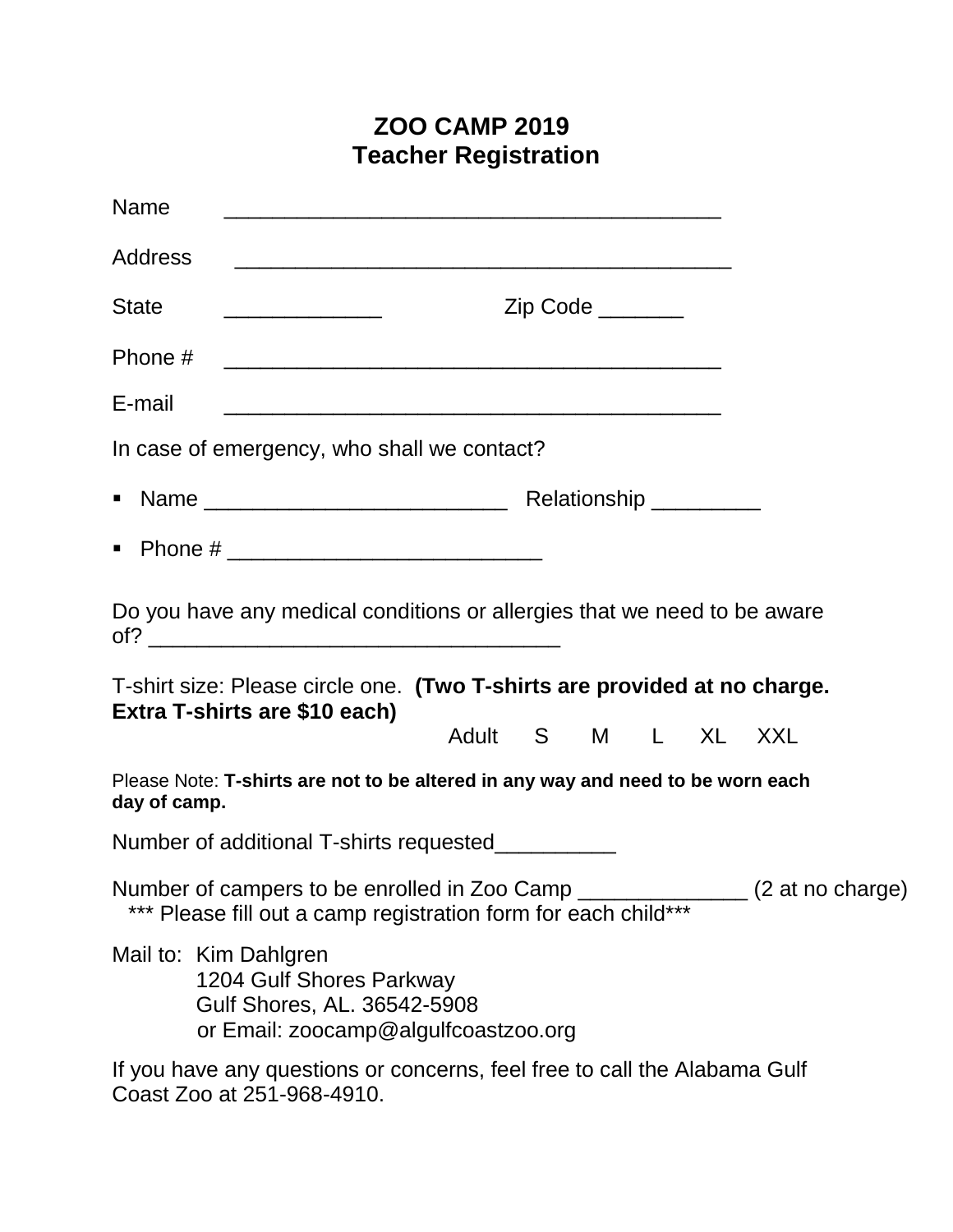# ZOO CAMP 2019
## Teacher Registration

Name ________________________________________

Address ________________________________________

State _____________ Zip Code _______

Phone # ________________________________________

E-mail ________________________________________

In case of emergency, who shall we contact?

- Name _________________________ Relationship _________
- Phone # __________________________

Do you have any medical conditions or allergies that we need to be aware of? _________________________________

T-shirt size: Please circle one. **(Two T-shirts are provided at no charge. Extra T-shirts are $10 each)**

Adult S M L XL XXL

Please Note: **T-shirts are not to be altered in any way and need to be worn each day of camp.**

Number of additional T-shirts requested__________

Number of campers to be enrolled in Zoo Camp ______________ (2 at no charge)
*** Please fill out a camp registration form for each child***

Mail to: Kim Dahlgren
1204 Gulf Shores Parkway
Gulf Shores, AL. 36542-5908
or Email: zoocamp@algulfcoastzoo.org

If you have any questions or concerns, feel free to call the Alabama Gulf Coast Zoo at 251-968-4910.